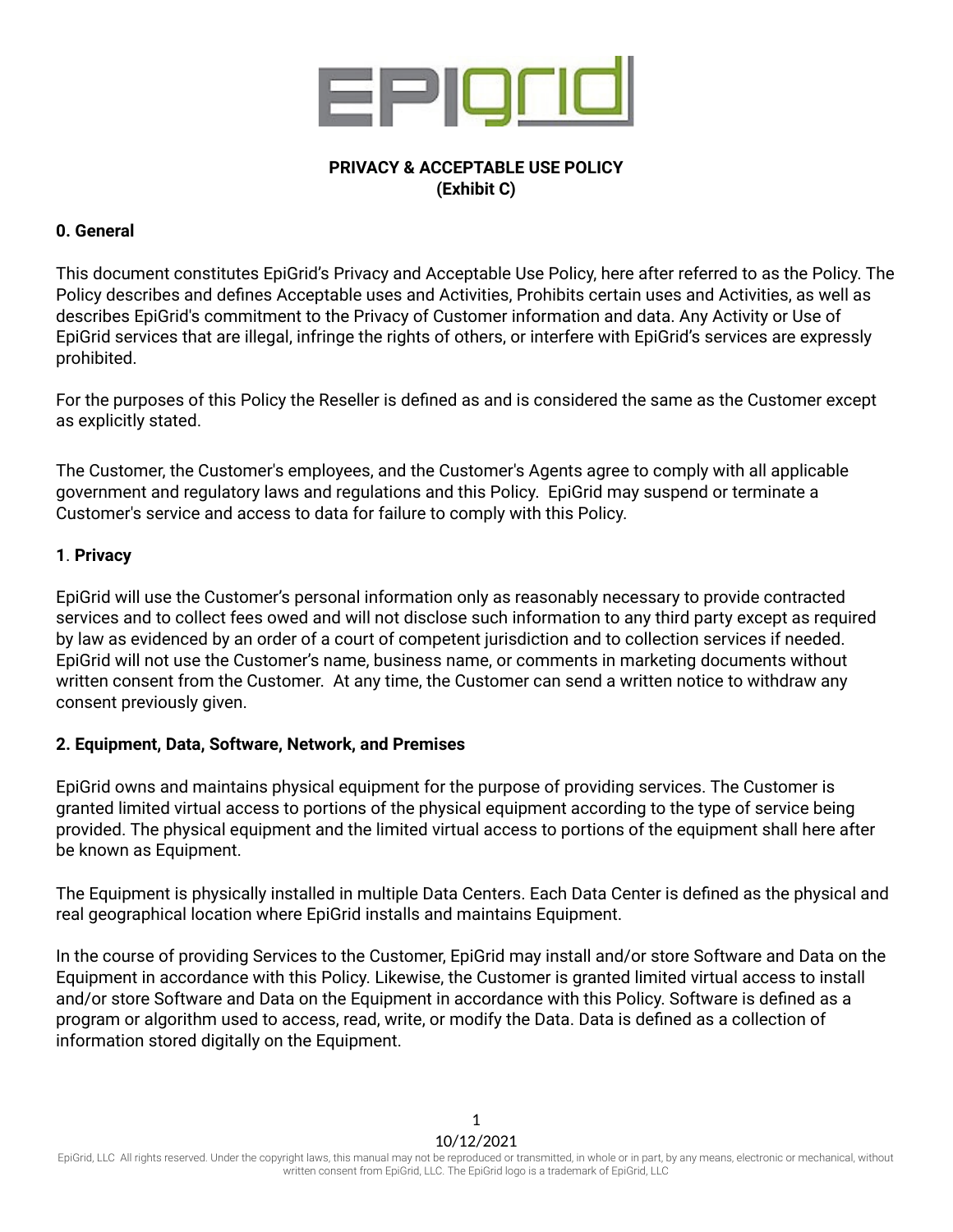# PRIVACY & ACCEPTABLE USE POLICY
## (Exhibit C)

### 0. General

This document constitutes EpiGrid's Privacy and Acceptable Use Policy, here after referred to as the Policy. The Policy describes and defines Acceptable uses and Activities, Prohibits certain uses and Activities, as well as describes EpiGrid's commitment to the Privacy of Customer information and data. Any Activity or Use of EpiGrid services that are illegal, infringe the rights of others, or interfere with EpiGrid's services are expressly prohibited.

For the purposes of this Policy the Reseller is defined as and is considered the same as the Customer except as explicitly stated.

The Customer, the Customer's employees, and the Customer's Agents agree to comply with all applicable government and regulatory laws and regulations and this Policy. EpiGrid may suspend or terminate a Customer's service and access to data for failure to comply with this Policy.

### 1. Privacy

EpiGrid will use the Customer's personal information only as reasonably necessary to provide contracted services and to collect fees owed and will not disclose such information to any third party except as required by law as evidenced by an order of a court of competent jurisdiction and to collection services if needed. EpiGrid will not use the Customer's name, business name, or comments in marketing documents without written consent from the Customer. At any time, the Customer can send a written notice to withdraw any consent previously given.

### 2. Equipment, Data, Software, Network, and Premises

EpiGrid owns and maintains physical equipment for the purpose of providing services. The Customer is granted limited virtual access to portions of the physical equipment according to the type of service being provided. The physical equipment and the limited virtual access to portions of the equipment shall here after be known as Equipment.

The Equipment is physically installed in multiple Data Centers. Each Data Center is defined as the physical and real geographical location where EpiGrid installs and maintains Equipment.

In the course of providing Services to the Customer, EpiGrid may install and/or store Software and Data on the Equipment in accordance with this Policy. Likewise, the Customer is granted limited virtual access to install and/or store Software and Data on the Equipment in accordance with this Policy. Software is defined as a program or algorithm used to access, read, write, or modify the Data. Data is defined as a collection of information stored digitally on the Equipment.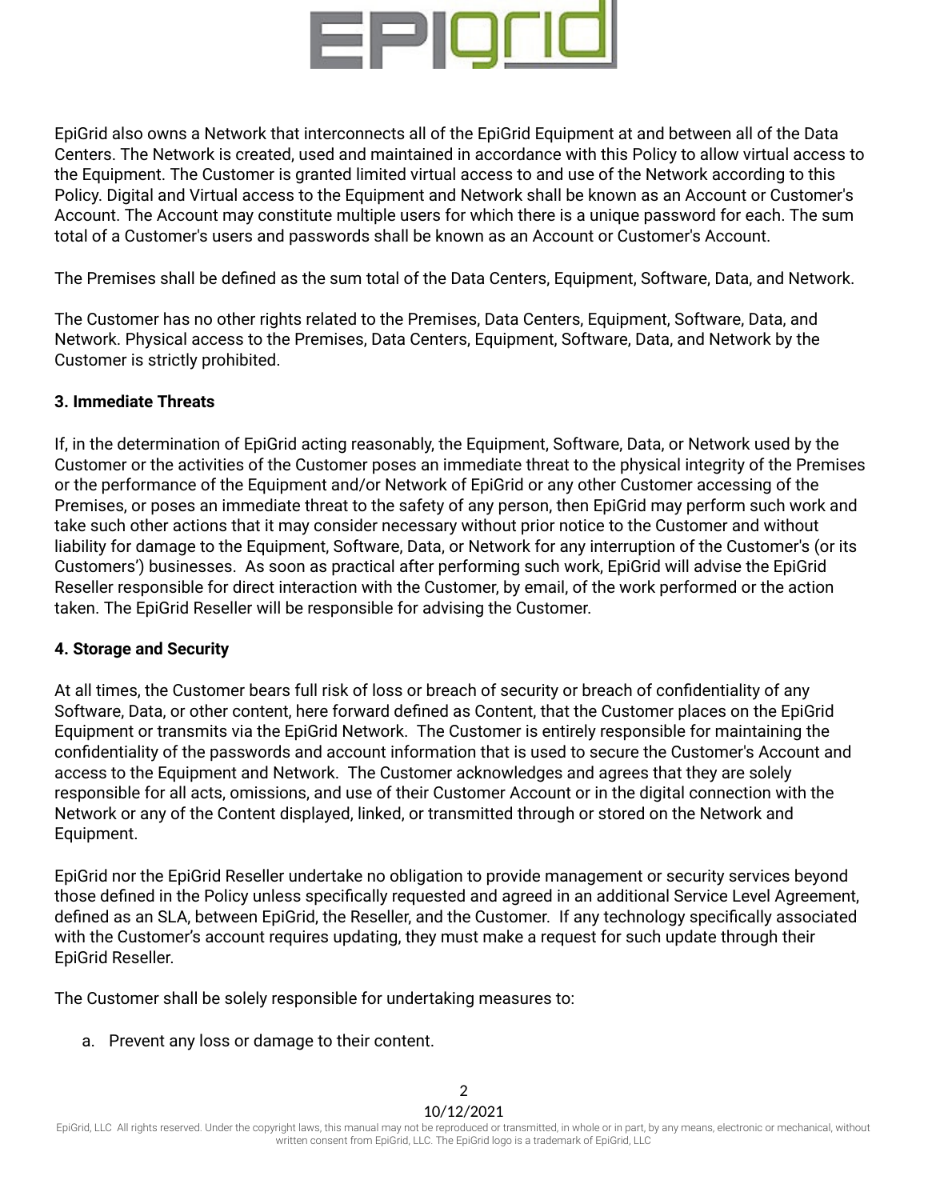EpiGrid also owns a Network that interconnects all of the EpiGrid Equipment at and between all of the Data Centers. The Network is created, used and maintained in accordance with this Policy to allow virtual access to the Equipment. The Customer is granted limited virtual access to and use of the Network according to this Policy. Digital and Virtual access to the Equipment and Network shall be known as an Account or Customer's Account. The Account may constitute multiple users for which there is a unique password for each. The sum total of a Customer's users and passwords shall be known as an Account or Customer's Account.

The Premises shall be defined as the sum total of the Data Centers, Equipment, Software, Data, and Network.

The Customer has no other rights related to the Premises, Data Centers, Equipment, Software, Data, and Network. Physical access to the Premises, Data Centers, Equipment, Software, Data, and Network by the Customer is strictly prohibited.

**3. Immediate Threats**

If, in the determination of EpiGrid acting reasonably, the Equipment, Software, Data, or Network used by the Customer or the activities of the Customer poses an immediate threat to the physical integrity of the Premises or the performance of the Equipment and/or Network of EpiGrid or any other Customer accessing of the Premises, or poses an immediate threat to the safety of any person, then EpiGrid may perform such work and take such other actions that it may consider necessary without prior notice to the Customer and without liability for damage to the Equipment, Software, Data, or Network for any interruption of the Customer's (or its Customers') businesses. As soon as practical after performing such work, EpiGrid will advise the EpiGrid Reseller responsible for direct interaction with the Customer, by email, of the work performed or the action taken. The EpiGrid Reseller will be responsible for advising the Customer.

**4. Storage and Security**

At all times, the Customer bears full risk of loss or breach of security or breach of confidentiality of any Software, Data, or other content, here forward defined as Content, that the Customer places on the EpiGrid Equipment or transmits via the EpiGrid Network. The Customer is entirely responsible for maintaining the confidentiality of the passwords and account information that is used to secure the Customer's Account and access to the Equipment and Network. The Customer acknowledges and agrees that they are solely responsible for all acts, omissions, and use of their Customer Account or in the digital connection with the Network or any of the Content displayed, linked, or transmitted through or stored on the Network and Equipment.

EpiGrid nor the EpiGrid Reseller undertake no obligation to provide management or security services beyond those defined in the Policy unless specifically requested and agreed in an additional Service Level Agreement, defined as an SLA, between EpiGrid, the Reseller, and the Customer. If any technology specifically associated with the Customer's account requires updating, they must make a request for such update through their EpiGrid Reseller.

The Customer shall be solely responsible for undertaking measures to:

a. Prevent any loss or damage to their content.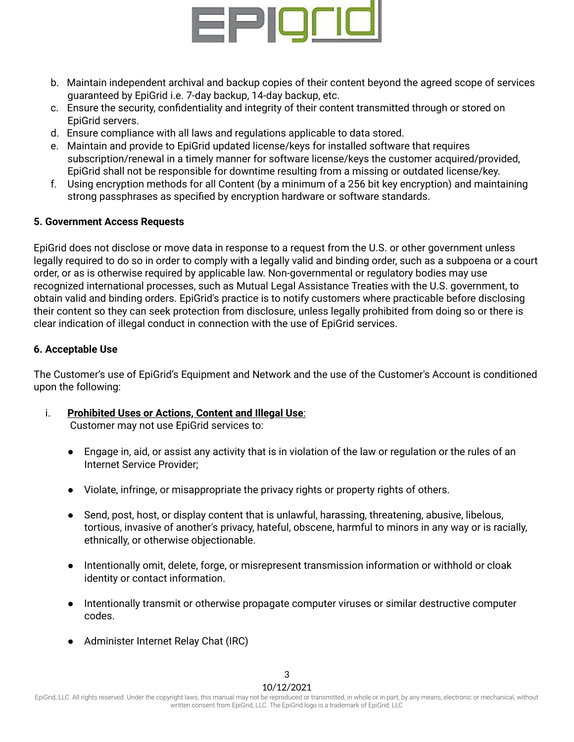b. Maintain independent archival and backup copies of their content beyond the agreed scope of services guaranteed by EpiGrid i.e. 7-day backup, 14-day backup, etc.
c. Ensure the security, confidentiality and integrity of their content transmitted through or stored on EpiGrid servers.
d. Ensure compliance with all laws and regulations applicable to data stored.
e. Maintain and provide to EpiGrid updated license/keys for installed software that requires subscription/renewal in a timely manner for software license/keys the customer acquired/provided, EpiGrid shall not be responsible for downtime resulting from a missing or outdated license/key.
f. Using encryption methods for all Content (by a minimum of a 256 bit key encryption) and maintaining strong passphrases as specified by encryption hardware or software standards.

**5. Government Access Requests**

EpiGrid does not disclose or move data in response to a request from the U.S. or other government unless legally required to do so in order to comply with a legally valid and binding order, such as a subpoena or a court order, or as is otherwise required by applicable law. Non-governmental or regulatory bodies may use recognized international processes, such as Mutual Legal Assistance Treaties with the U.S. government, to obtain valid and binding orders. EpiGrid's practice is to notify customers where practicable before disclosing their content so they can seek protection from disclosure, unless legally prohibited from doing so or there is clear indication of illegal conduct in connection with the use of EpiGrid services.

**6. Acceptable Use**

The Customer's use of EpiGrid's Equipment and Network and the use of the Customer's Account is conditioned upon the following:

i. **Prohibited Uses or Actions, Content and Illegal Use**:
Customer may not use EpiGrid services to:

- Engage in, aid, or assist any activity that is in violation of the law or regulation or the rules of an Internet Service Provider;

- Violate, infringe, or misappropriate the privacy rights or property rights of others.

- Send, post, host, or display content that is unlawful, harassing, threatening, abusive, libelous, tortious, invasive of another's privacy, hateful, obscene, harmful to minors in any way or is racially, ethnically, or otherwise objectionable.

- Intentionally omit, delete, forge, or misrepresent transmission information or withhold or cloak identity or contact information.

- Intentionally transmit or otherwise propagate computer viruses or similar destructive computer codes.

- Administer Internet Relay Chat (IRC)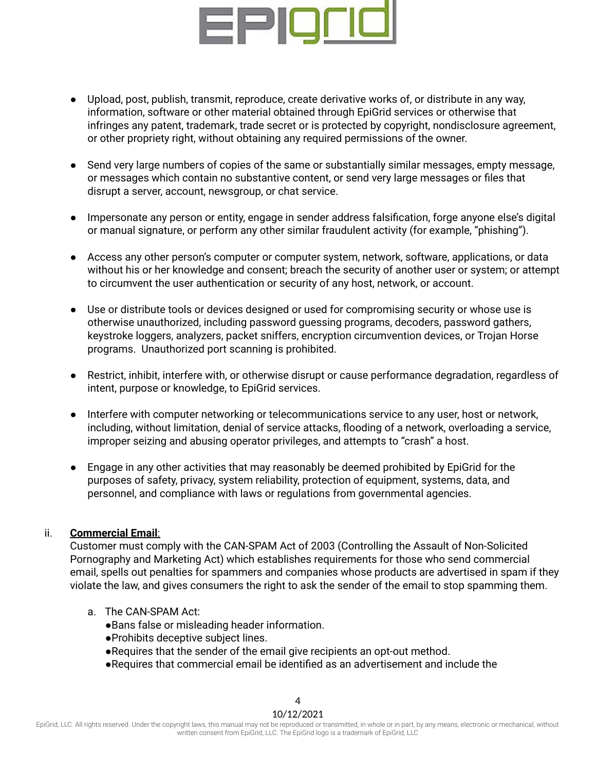- Upload, post, publish, transmit, reproduce, create derivative works of, or distribute in any way, information, software or other material obtained through EpiGrid services or otherwise that infringes any patent, trademark, trade secret or is protected by copyright, nondisclosure agreement, or other propriety right, without obtaining any required permissions of the owner.

- Send very large numbers of copies of the same or substantially similar messages, empty message, or messages which contain no substantive content, or send very large messages or files that disrupt a server, account, newsgroup, or chat service.

- Impersonate any person or entity, engage in sender address falsification, forge anyone else's digital or manual signature, or perform any other similar fraudulent activity (for example, "phishing").

- Access any other person's computer or computer system, network, software, applications, or data without his or her knowledge and consent; breach the security of another user or system; or attempt to circumvent the user authentication or security of any host, network, or account.

- Use or distribute tools or devices designed or used for compromising security or whose use is otherwise unauthorized, including password guessing programs, decoders, password gathers, keystroke loggers, analyzers, packet sniffers, encryption circumvention devices, or Trojan Horse programs. Unauthorized port scanning is prohibited.

- Restrict, inhibit, interfere with, or otherwise disrupt or cause performance degradation, regardless of intent, purpose or knowledge, to EpiGrid services.

- Interfere with computer networking or telecommunications service to any user, host or network, including, without limitation, denial of service attacks, flooding of a network, overloading a service, improper seizing and abusing operator privileges, and attempts to "crash" a host.

- Engage in any other activities that may reasonably be deemed prohibited by EpiGrid for the purposes of safety, privacy, system reliability, protection of equipment, systems, data, and personnel, and compliance with laws or regulations from governmental agencies.

ii. **Commercial Email**:
Customer must comply with the CAN-SPAM Act of 2003 (Controlling the Assault of Non-Solicited Pornography and Marketing Act) which establishes requirements for those who send commercial email, spells out penalties for spammers and companies whose products are advertised in spam if they violate the law, and gives consumers the right to ask the sender of the email to stop spamming them.

a. The CAN-SPAM Act:
   - Bans false or misleading header information.
   - Prohibits deceptive subject lines.
   - Requires that the sender of the email give recipients an opt-out method.
   - Requires that commercial email be identified as an advertisement and include the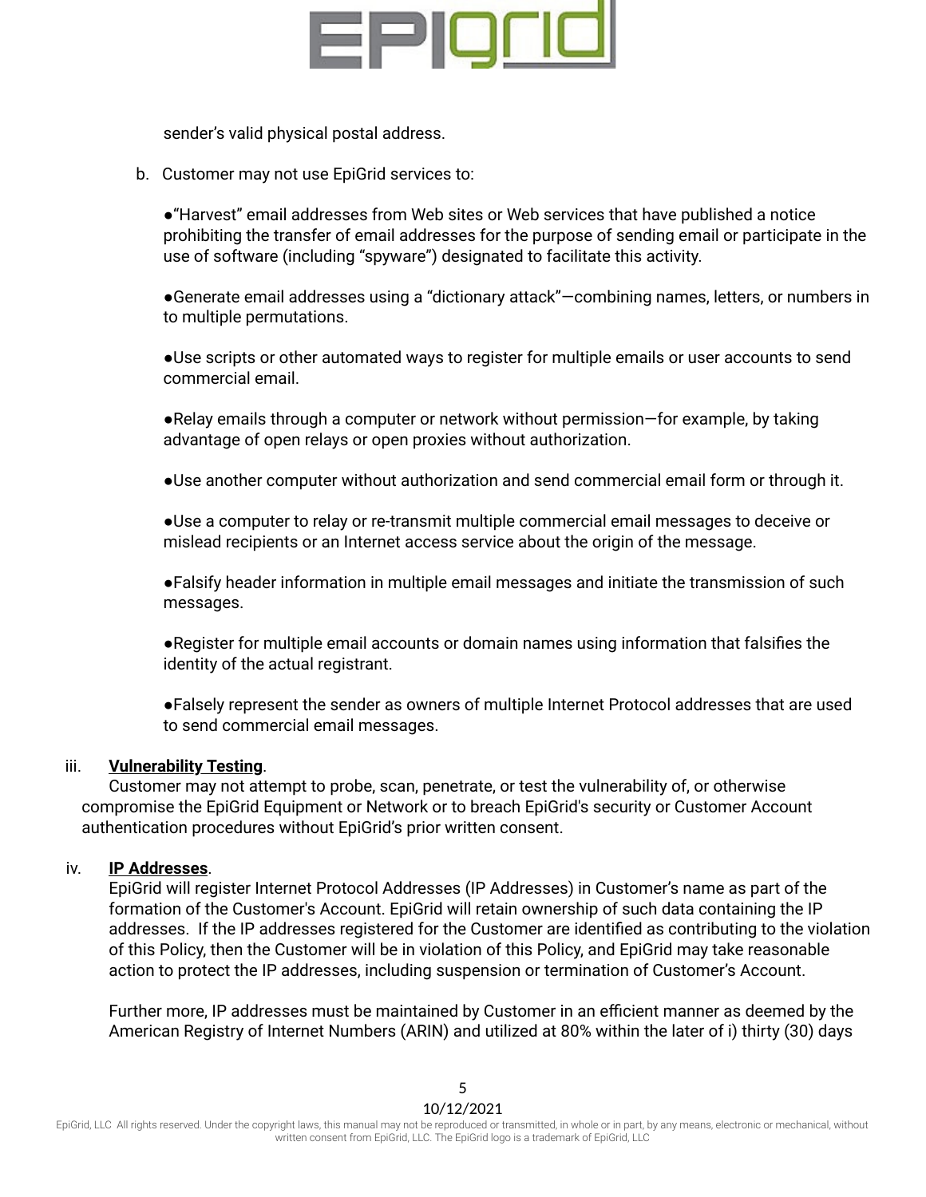sender's valid physical postal address.

b. Customer may not use EpiGrid services to:

●"Harvest" email addresses from Web sites or Web services that have published a notice prohibiting the transfer of email addresses for the purpose of sending email or participate in the use of software (including "spyware") designated to facilitate this activity.

●Generate email addresses using a "dictionary attack"—combining names, letters, or numbers in to multiple permutations.

●Use scripts or other automated ways to register for multiple emails or user accounts to send commercial email.

●Relay emails through a computer or network without permission—for example, by taking advantage of open relays or open proxies without authorization.

●Use another computer without authorization and send commercial email form or through it.

●Use a computer to relay or re-transmit multiple commercial email messages to deceive or mislead recipients or an Internet access service about the origin of the message.

●Falsify header information in multiple email messages and initiate the transmission of such messages.

●Register for multiple email accounts or domain names using information that falsifies the identity of the actual registrant.

●Falsely represent the sender as owners of multiple Internet Protocol addresses that are used to send commercial email messages.

iii. **Vulnerability Testing**.

Customer may not attempt to probe, scan, penetrate, or test the vulnerability of, or otherwise compromise the EpiGrid Equipment or Network or to breach EpiGrid's security or Customer Account authentication procedures without EpiGrid's prior written consent.

iv. **IP Addresses**.

EpiGrid will register Internet Protocol Addresses (IP Addresses) in Customer's name as part of the formation of the Customer's Account. EpiGrid will retain ownership of such data containing the IP addresses. If the IP addresses registered for the Customer are identified as contributing to the violation of this Policy, then the Customer will be in violation of this Policy, and EpiGrid may take reasonable action to protect the IP addresses, including suspension or termination of Customer's Account.

Further more, IP addresses must be maintained by Customer in an efficient manner as deemed by the American Registry of Internet Numbers (ARIN) and utilized at 80% within the later of i) thirty (30) days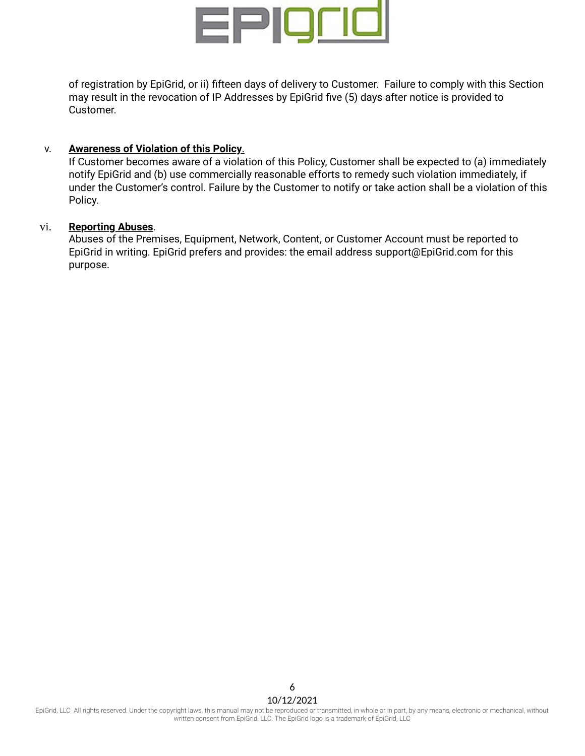of registration by EpiGrid, or ii) fifteen days of delivery to Customer. Failure to comply with this Section may result in the revocation of IP Addresses by EpiGrid five (5) days after notice is provided to Customer.

v. **Awareness of Violation of this Policy**.

If Customer becomes aware of a violation of this Policy, Customer shall be expected to (a) immediately notify EpiGrid and (b) use commercially reasonable efforts to remedy such violation immediately, if under the Customer's control. Failure by the Customer to notify or take action shall be a violation of this Policy.

vi. **Reporting Abuses**.

Abuses of the Premises, Equipment, Network, Content, or Customer Account must be reported to EpiGrid in writing. EpiGrid prefers and provides: the email address support@EpiGrid.com for this purpose.